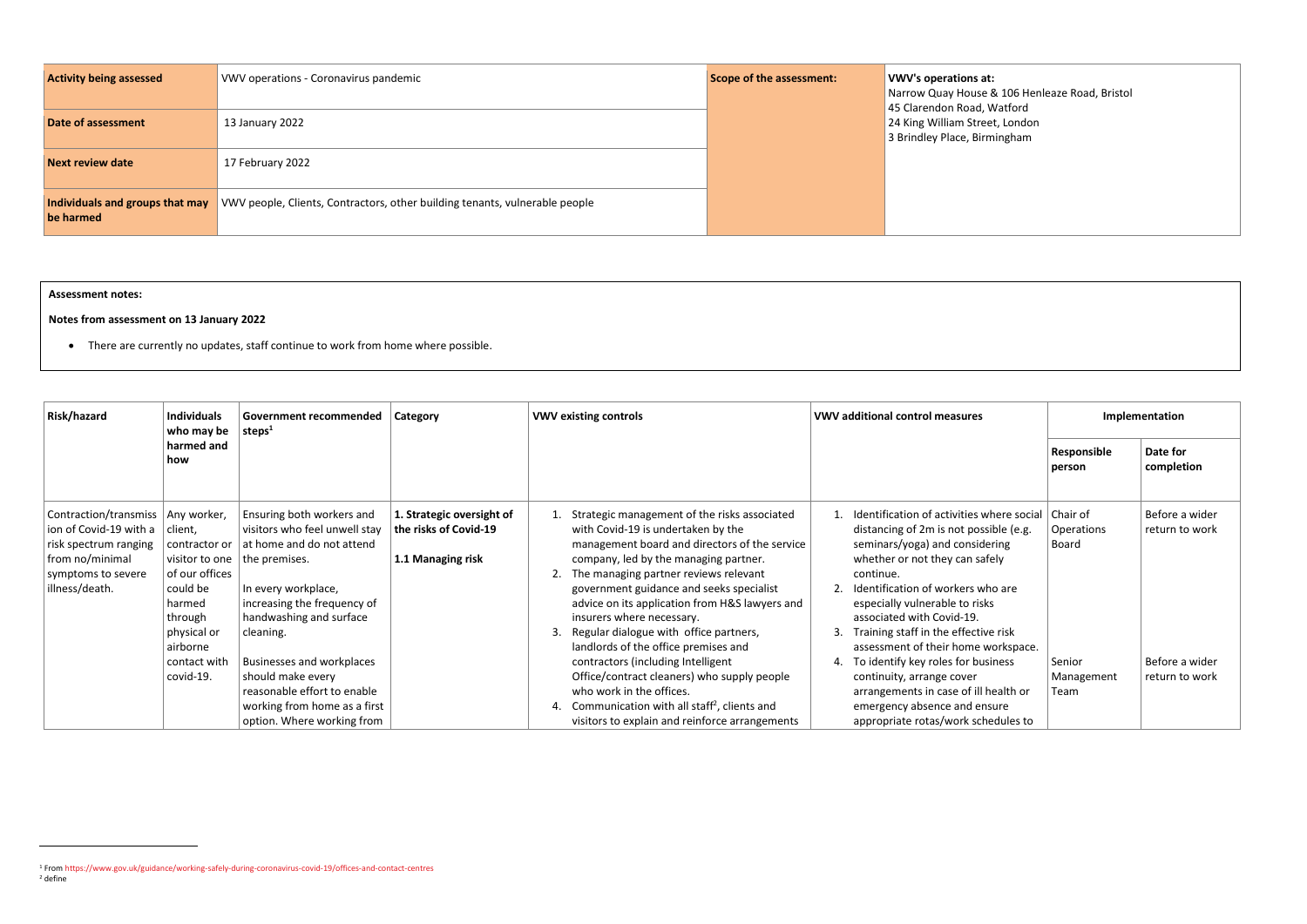| Activity being assessed | VWV operations - Coronavirus pandemic | Scope of the assessment: | VWV's operations at:<br>Narrow Quay House & 106 Henleaze Road, Bristol<br>45 Clarendon Road, Watford<br>24 King William Street, London<br>3 Brindley Place, Birmingham |
|---|---|---|---|
| Date of assessment | 13 January 2022 | | |
| Next review date | 17 February 2022 | | |
| Individuals and groups that may be harmed | VWV people, Clients, Contractors, other building tenants, vulnerable people | | |

**Assessment notes:**

**Notes from assessment on 13 January 2022**

- There are currently no updates, staff continue to work from home where possible.

| Risk/hazard | Individuals who may be harmed and how | Government recommended steps[1] | Category | VWV existing controls | VWV additional control measures | Implementation | |
|---|---|---|---|---|---|---|---|
| | | | | | | Responsible person | Date for completion |
| Contraction/transmission of Covid-19 with a risk spectrum ranging from no/minimal symptoms to severe illness/death. | Any worker, client, contractor or visitor to one of our offices could be harmed through physical or airborne contact with covid-19. | Ensuring both workers and visitors who feel unwell stay at home and do not attend the premises.<br><br>In every workplace, increasing the frequency of handwashing and surface cleaning.<br><br>Businesses and workplaces should make every reasonable effort to enable working from home as a first option. Where working from | **1. Strategic oversight of the risks of Covid-19**<br><br>**1.1 Managing risk** | 1. Strategic management of the risks associated with Covid-19 is undertaken by the management board and directors of the service company, led by the managing partner.<br>2. The managing partner reviews relevant government guidance and seeks specialist advice on its application from H&S lawyers and insurers where necessary.<br>3. Regular dialogue with office partners, landlords of the office premises and contractors (including Intelligent Office/contract cleaners) who supply people who work in the offices.<br>4. Communication with all staff[2], clients and visitors to explain and reinforce arrangements | 1. Identification of activities where social distancing of 2m is not possible (e.g. seminars/yoga) and considering whether or not they can safely continue.<br>2. Identification of workers who are especially vulnerable to risks associated with Covid-19.<br>3. Training staff in the effective risk assessment of their home workspace.<br>4. To identify key roles for business continuity, arrange cover arrangements in case of ill health or emergency absence and ensure appropriate rotas/work schedules to | Chair of Operations Board<br><br><br><br><br><br><br><br>Senior Management Team | Before a wider return to work<br><br><br><br><br><br><br><br>Before a wider return to work |

[1] From https://www.gov.uk/guidance/working-safely-during-coronavirus-covid-19/offices-and-contact-centres
[2] define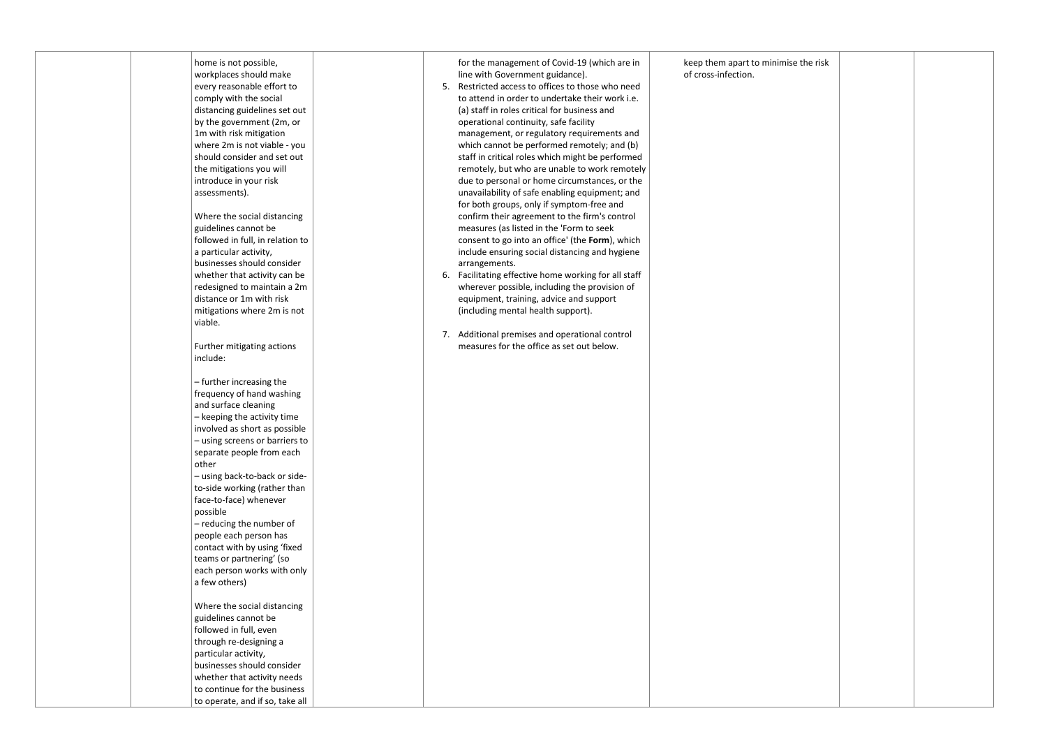|  |  | home is not possible, workplaces should make every reasonable effort to comply with the social distancing guidelines set out by the government (2m, or 1m with risk mitigation where 2m is not viable - you should consider and set out the mitigations you will introduce in your risk assessments).<br><br>Where the social distancing guidelines cannot be followed in full, in relation to a particular activity, businesses should consider whether that activity can be redesigned to maintain a 2m distance or 1m with risk mitigations where 2m is not viable.<br><br>Further mitigating actions include:<br><br>– further increasing the frequency of hand washing and surface cleaning<br>– keeping the activity time involved as short as possible<br>– using screens or barriers to separate people from each other<br>– using back-to-back or side-to-side working (rather than face-to-face) whenever possible<br>– reducing the number of people each person has contact with by using 'fixed teams or partnering' (so each person works with only a few others)<br><br>Where the social distancing guidelines cannot be followed in full, even through re-designing a particular activity, businesses should consider whether that activity needs to continue for the business to operate, and if so, take all |  | for the management of Covid-19 (which are in line with Government guidance).<br>5. Restricted access to offices to those who need to attend in order to undertake their work i.e. (a) staff in roles critical for business and operational continuity, safe facility management, or regulatory requirements and which cannot be performed remotely; and (b) staff in critical roles which might be performed remotely, but who are unable to work remotely due to personal or home circumstances, or the unavailability of safe enabling equipment; and for both groups, only if symptom-free and confirm their agreement to the firm's control measures (as listed in the 'Form to seek consent to go into an office' (the **Form**), which include ensuring social distancing and hygiene arrangements.<br>6. Facilitating effective home working for all staff wherever possible, including the provision of equipment, training, advice and support (including mental health support).<br><br>7. Additional premises and operational control measures for the office as set out below. | keep them apart to minimise the risk of cross-infection. |  |  |
|---|---|---|---|---|---|---|---|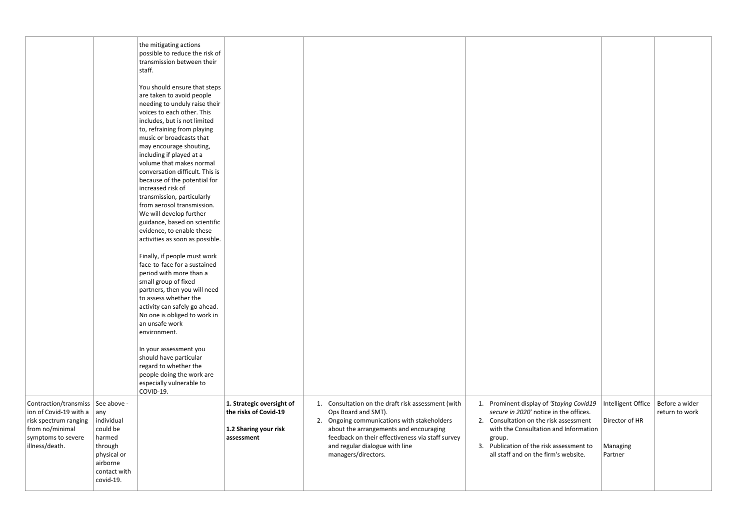| | | | | | | | |
|---|---|---|---|---|---|---|---|
| | | the mitigating actions possible to reduce the risk of transmission between their staff.<br><br>You should ensure that steps are taken to avoid people needing to unduly raise their voices to each other. This includes, but is not limited to, refraining from playing music or broadcasts that may encourage shouting, including if played at a volume that makes normal conversation difficult. This is because of the potential for increased risk of transmission, particularly from aerosol transmission. We will develop further guidance, based on scientific evidence, to enable these activities as soon as possible.<br><br>Finally, if people must work face-to-face for a sustained period with more than a small group of fixed partners, then you will need to assess whether the activity can safely go ahead. No one is obliged to work in an unsafe work environment.<br><br>In your assessment you should have particular regard to whether the people doing the work are especially vulnerable to COVID-19. | | | | | |
| Contraction/transmission of Covid-19 with a risk spectrum ranging from no/minimal symptoms to severe illness/death. | See above - any individual could be harmed through physical or airborne contact with covid-19. | | **1. Strategic oversight of the risks of Covid-19**<br><br>**1.2 Sharing your risk assessment** | 1. Consultation on the draft risk assessment (with Ops Board and SMT).<br>2. Ongoing communications with stakeholders about the arrangements and encouraging feedback on their effectiveness via staff survey and regular dialogue with line managers/directors. | 1. Prominent display of *'Staying Covid19 secure in 2020'* notice in the offices.<br>2. Consultation on the risk assessment with the Consultation and Information group.<br>3. Publication of the risk assessment to all staff and on the firm's website. | Intelligent Office<br><br>Director of HR<br><br>Managing Partner | Before a wider return to work |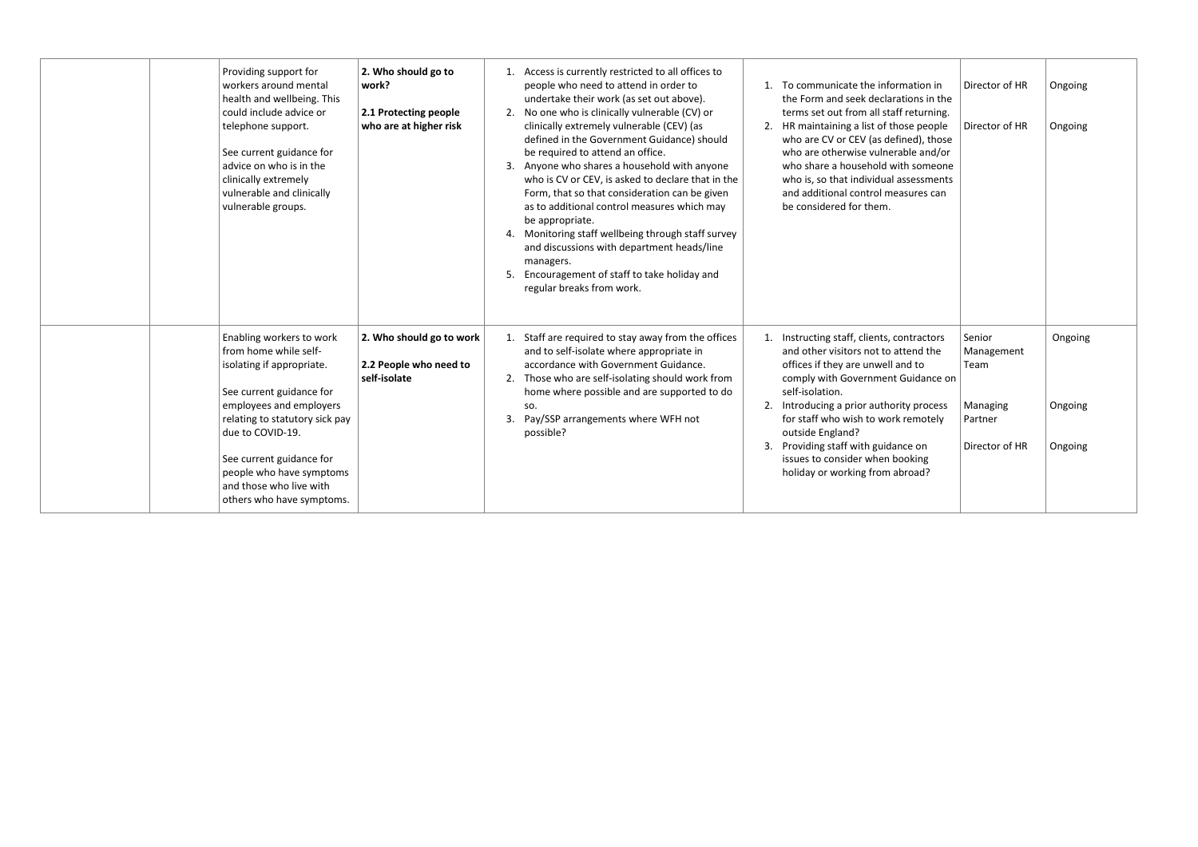| | | | | | | | |
|---|---|---|---|---|---|---|---|
| | | Providing support for workers around mental health and wellbeing. This could include advice or telephone support.<br><br>See current guidance for advice on who is in the clinically extremely vulnerable and clinically vulnerable groups. | **2. Who should go to work?**<br><br>**2.1 Protecting people who are at higher risk** | 1. Access is currently restricted to all offices to people who need to attend in order to undertake their work (as set out above).<br>2. No one who is clinically vulnerable (CV) or clinically extremely vulnerable (CEV) (as defined in the Government Guidance) should be required to attend an office.<br>3. Anyone who shares a household with anyone who is CV or CEV, is asked to declare that in the Form, that so that consideration can be given as to additional control measures which may be appropriate.<br>4. Monitoring staff wellbeing through staff survey and discussions with department heads/line managers.<br>5. Encouragement of staff to take holiday and regular breaks from work. | 1. To communicate the information in the Form and seek declarations in the terms set out from all staff returning.<br>2. HR maintaining a list of those people who are CV or CEV (as defined), those who are otherwise vulnerable and/or who share a household with someone who is, so that individual assessments and additional control measures can be considered for them. | Director of HR<br><br>Director of HR | Ongoing<br><br>Ongoing |
| | | Enabling workers to work from home while self-isolating if appropriate.<br><br>See current guidance for employees and employers relating to statutory sick pay due to COVID-19.<br><br>See current guidance for people who have symptoms and those who live with others who have symptoms. | **2. Who should go to work**<br><br>**2.2 People who need to self-isolate** | 1. Staff are required to stay away from the offices and to self-isolate where appropriate in accordance with Government Guidance.<br>2. Those who are self-isolating should work from home where possible and are supported to do so.<br>3. Pay/SSP arrangements where WFH not possible? | 1. Instructing staff, clients, contractors and other visitors not to attend the offices if they are unwell and to comply with Government Guidance on self-isolation.<br>2. Introducing a prior authority process for staff who wish to work remotely outside England?<br>3. Providing staff with guidance on issues to consider when booking holiday or working from abroad? | Senior Management Team<br><br>Managing Partner<br><br>Director of HR | Ongoing<br><br>Ongoing<br><br>Ongoing |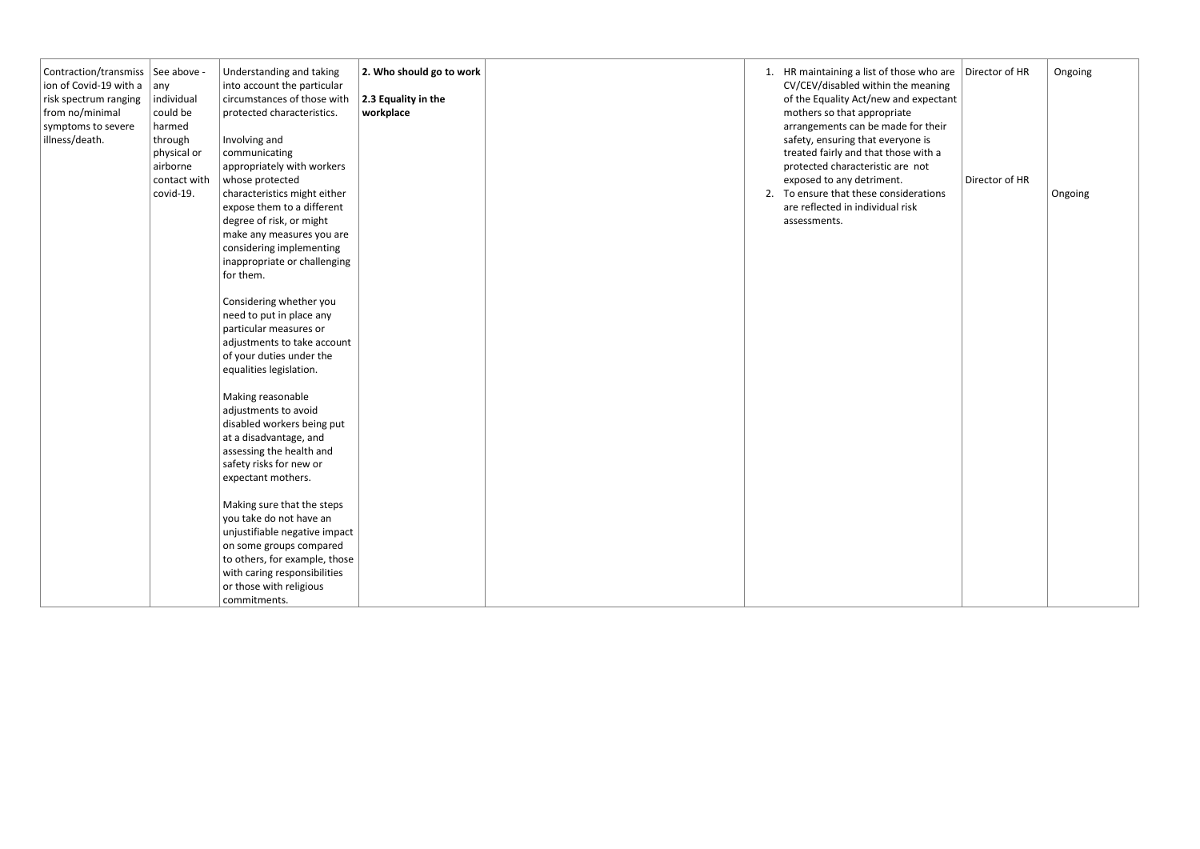| | | | | | | | |
|---|---|---|---|---|---|---|---|
| Contraction/transmission of Covid-19 with a risk spectrum ranging from no/minimal symptoms to severe illness/death. | See above - any individual could be harmed through physical or airborne contact with covid-19. | Understanding and taking into account the particular circumstances of those with protected characteristics.<br><br>Involving and communicating appropriately with workers whose protected characteristics might either expose them to a different degree of risk, or might make any measures you are considering implementing inappropriate or challenging for them.<br><br>Considering whether you need to put in place any particular measures or adjustments to take account of your duties under the equalities legislation.<br><br>Making reasonable adjustments to avoid disabled workers being put at a disadvantage, and assessing the health and safety risks for new or expectant mothers.<br><br>Making sure that the steps you take do not have an unjustifiable negative impact on some groups compared to others, for example, those with caring responsibilities or those with religious commitments. | **2. Who should go to work**<br><br>**2.3 Equality in the workplace** | | 1. HR maintaining a list of those who are CV/CEV/disabled within the meaning of the Equality Act/new and expectant mothers so that appropriate arrangements can be made for their safety, ensuring that everyone is treated fairly and that those with a protected characteristic are not exposed to any detriment.<br>2. To ensure that these considerations are reflected in individual risk assessments. | Director of HR<br><br>Director of HR | Ongoing<br><br>Ongoing |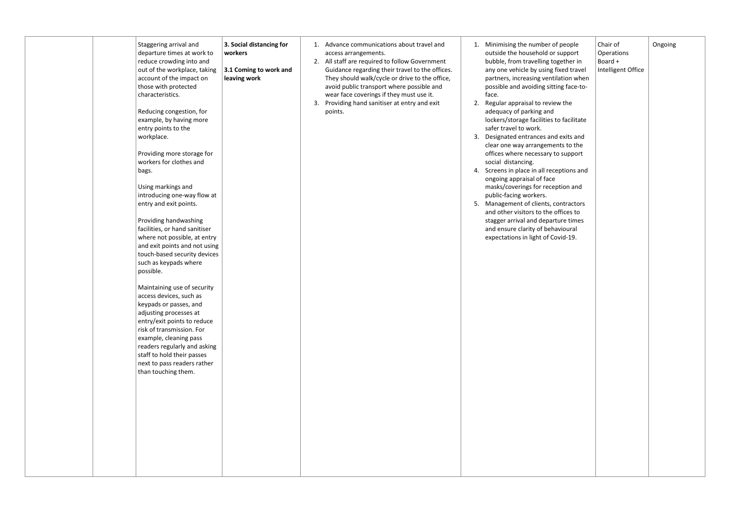| | | | | | | | |
|---|---|---|---|---|---|---|---|
| | | Staggering arrival and departure times at work to reduce crowding into and out of the workplace, taking account of the impact on those with protected characteristics.<br><br>Reducing congestion, for example, by having more entry points to the workplace.<br><br>Providing more storage for workers for clothes and bags.<br><br>Using markings and introducing one-way flow at entry and exit points.<br><br>Providing handwashing facilities, or hand sanitiser where not possible, at entry and exit points and not using touch-based security devices such as keypads where possible.<br><br>Maintaining use of security access devices, such as keypads or passes, and adjusting processes at entry/exit points to reduce risk of transmission. For example, cleaning pass readers regularly and asking staff to hold their passes next to pass readers rather than touching them. | **3. Social distancing for workers**<br><br>**3.1 Coming to work and leaving work** | 1. Advance communications about travel and access arrangements.<br>2. All staff are required to follow Government Guidance regarding their travel to the offices. They should walk/cycle or drive to the office, avoid public transport where possible and wear face coverings if they must use it.<br>3. Providing hand sanitiser at entry and exit points. | 1. Minimising the number of people outside the household or support bubble, from travelling together in any one vehicle by using fixed travel partners, increasing ventilation when possible and avoiding sitting face-to-face.<br>2. Regular appraisal to review the adequacy of parking and lockers/storage facilities to facilitate safer travel to work.<br>3. Designated entrances and exits and clear one way arrangements to the offices where necessary to support social distancing.<br>4. Screens in place in all receptions and ongoing appraisal of face masks/coverings for reception and public-facing workers.<br>5. Management of clients, contractors and other visitors to the offices to stagger arrival and departure times and ensure clarity of behavioural expectations in light of Covid-19. | Chair of Operations Board + Intelligent Office | Ongoing |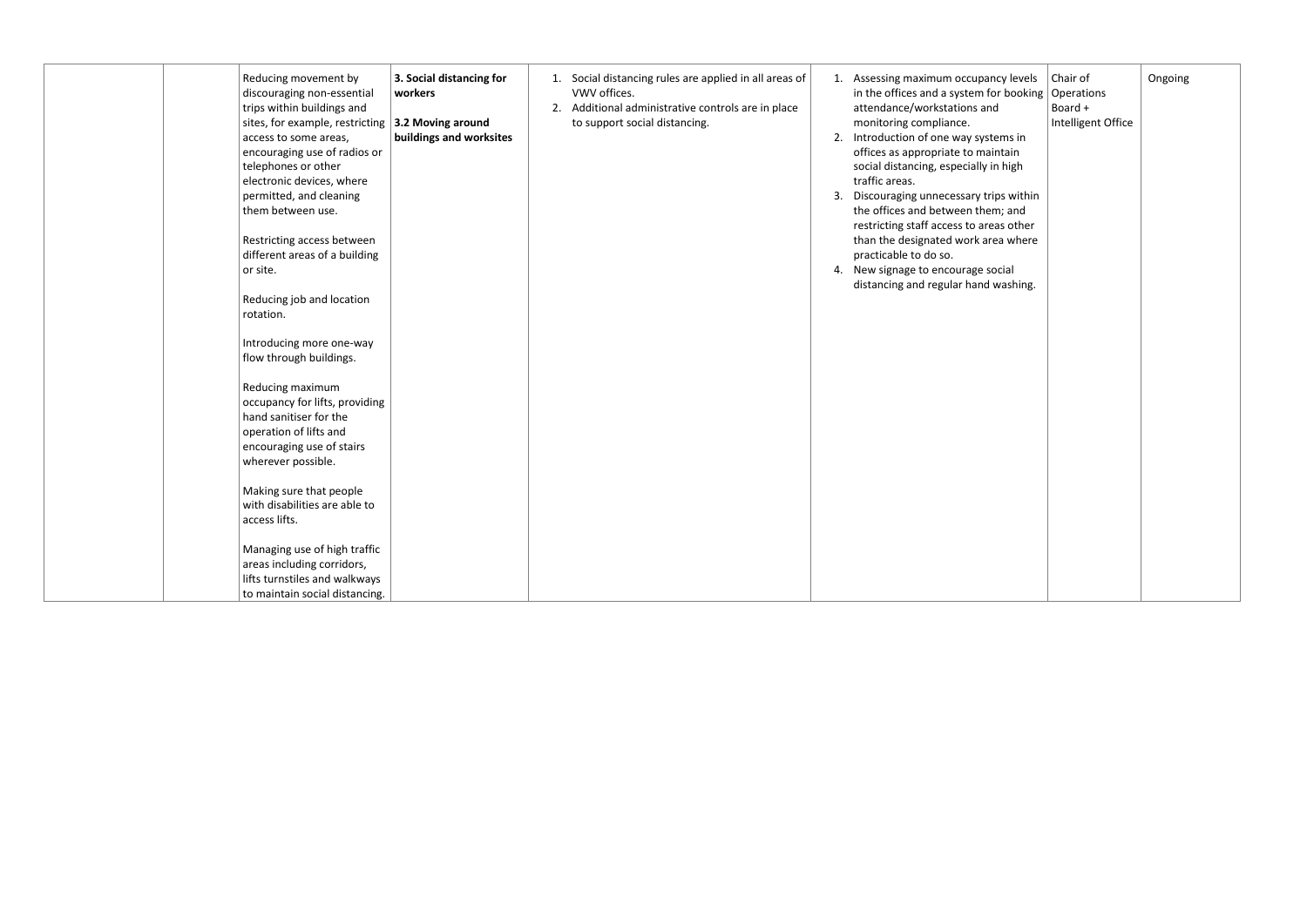| | | | | | | | |
|---|---|---|---|---|---|---|---|
| | | Reducing movement by discouraging non-essential trips within buildings and sites, for example, restricting access to some areas, encouraging use of radios or telephones or other electronic devices, where permitted, and cleaning them between use.<br><br>Restricting access between different areas of a building or site.<br><br>Reducing job and location rotation.<br><br>Introducing more one-way flow through buildings.<br><br>Reducing maximum occupancy for lifts, providing hand sanitiser for the operation of lifts and encouraging use of stairs wherever possible.<br><br>Making sure that people with disabilities are able to access lifts.<br><br>Managing use of high traffic areas including corridors, lifts turnstiles and walkways to maintain social distancing. | **3. Social distancing for workers**<br><br>**3.2 Moving around buildings and worksites** | 1. Social distancing rules are applied in all areas of VWV offices.<br>2. Additional administrative controls are in place to support social distancing. | 1. Assessing maximum occupancy levels in the offices and a system for booking attendance/workstations and monitoring compliance.<br>2. Introduction of one way systems in offices as appropriate to maintain social distancing, especially in high traffic areas.<br>3. Discouraging unnecessary trips within the offices and between them; and restricting staff access to areas other than the designated work area where practicable to do so.<br>4. New signage to encourage social distancing and regular hand washing. | Chair of Operations Board + Intelligent Office | Ongoing |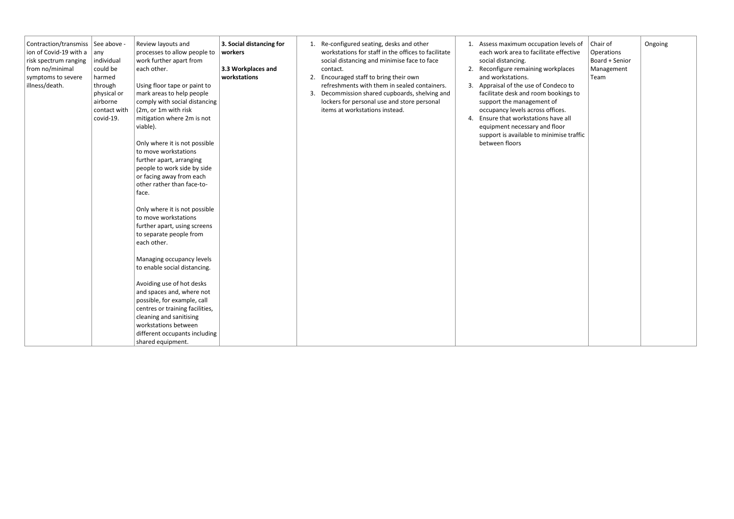| | | | | | | | |
|---|---|---|---|---|---|---|---|
| Contraction/transmission of Covid-19 with a risk spectrum ranging from no/minimal symptoms to severe illness/death. | See above - any individual could be harmed through physical or airborne contact with covid-19. | Review layouts and processes to allow people to work further apart from each other.<br><br>Using floor tape or paint to mark areas to help people comply with social distancing (2m, or 1m with risk mitigation where 2m is not viable).<br><br>Only where it is not possible to move workstations further apart, arranging people to work side by side or facing away from each other rather than face-to-face.<br><br>Only where it is not possible to move workstations further apart, using screens to separate people from each other.<br><br>Managing occupancy levels to enable social distancing.<br><br>Avoiding use of hot desks and spaces and, where not possible, for example, call centres or training facilities, cleaning and sanitising workstations between different occupants including shared equipment. | **3. Social distancing for workers**<br><br>**3.3 Workplaces and workstations** | 1. Re-configured seating, desks and other workstations for staff in the offices to facilitate social distancing and minimise face to face contact.<br>2. Encouraged staff to bring their own refreshments with them in sealed containers.<br>3. Decommission shared cupboards, shelving and lockers for personal use and store personal items at workstations instead. | 1. Assess maximum occupation levels of each work area to facilitate effective social distancing.<br>2. Reconfigure remaining workplaces and workstations.<br>3. Appraisal of the use of Condeco to facilitate desk and room bookings to support the management of occupancy levels across offices.<br>4. Ensure that workstations have all equipment necessary and floor support is available to minimise traffic between floors | Chair of Operations Board + Senior Management Team | Ongoing |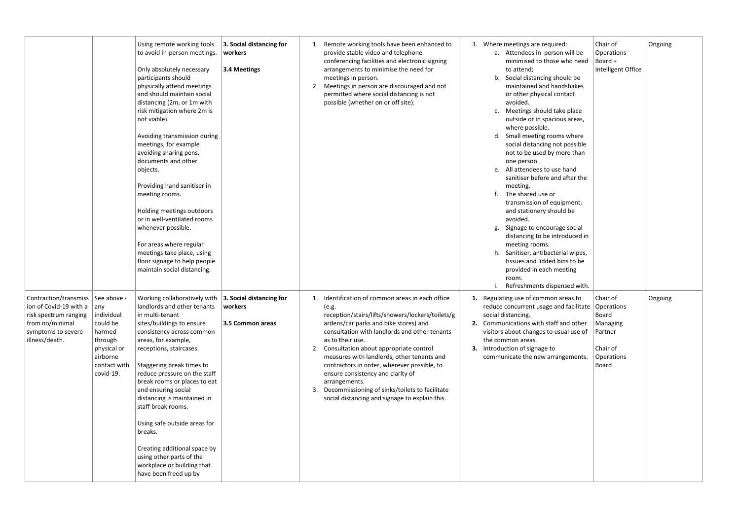| | | | | | | | |
|---|---|---|---|---|---|---|---|
| | | Using remote working tools to avoid in-person meetings.<br><br>Only absolutely necessary participants should physically attend meetings and should maintain social distancing (2m, or 1m with risk mitigation where 2m is not viable).<br><br>Avoiding transmission during meetings, for example avoiding sharing pens, documents and other objects.<br><br>Providing hand sanitiser in meeting rooms.<br><br>Holding meetings outdoors or in well-ventilated rooms whenever possible.<br><br>For areas where regular meetings take place, using floor signage to help people maintain social distancing. | **3. Social distancing for workers**<br><br>**3.4 Meetings** | 1. Remote working tools have been enhanced to provide stable video and telephone conferencing facilities and electronic signing arrangements to minimise the need for meetings in person.<br>2. Meetings in person are discouraged and not permitted where social distancing is not possible (whether on or off site). | 3. Where meetings are required:<br>a. Attendees in person will be minimised to those who need to attend;<br>b. Social distancing should be maintained and handshakes or other physical contact avoided.<br>c. Meetings should take place outside or in spacious areas, where possible.<br>d. Small meeting rooms where social distancing not possible not to be used by more than one person.<br>e. All attendees to use hand sanitiser before and after the meeting.<br>f. The shared use or transmission of equipment, and stationery should be avoided.<br>g. Signage to encourage social distancing to be introduced in meeting rooms.<br>h. Sanitiser, antibacterial wipes, tissues and lidded bins to be provided in each meeting room.<br>i. Refreshments dispensed with. | Chair of Operations Board + Intelligent Office | Ongoing |
| Contraction/transmission of Covid-19 with a risk spectrum ranging from no/minimal symptoms to severe illness/death. | See above - any individual could be harmed through physical or airborne contact with covid-19. | Working collaboratively with landlords and other tenants in multi-tenant sites/buildings to ensure consistency across common areas, for example, receptions, staircases.<br><br>Staggering break times to reduce pressure on the staff break rooms or places to eat and ensuring social distancing is maintained in staff break rooms.<br><br>Using safe outside areas for breaks.<br><br>Creating additional space by using other parts of the workplace or building that have been freed up by | **3. Social distancing for workers**<br><br>**3.5 Common areas** | 1. Identification of common areas in each office (e.g. reception/stairs/lifts/showers/lockers/toilets/gardens/car parks and bike stores) and consultation with landlords and other tenants as to their use.<br>2. Consultation about appropriate control measures with landlords, other tenants and contractors in order, wherever possible, to ensure consistency and clarity of arrangements.<br>3. Decommissioning of sinks/toilets to facilitate social distancing and signage to explain this. | **1.** Regulating use of common areas to reduce concurrent usage and facilitate social distancing.<br>**2.** Communications with staff and other visitors about changes to usual use of the common areas.<br>**3.** Introduction of signage to communicate the new arrangements. | Chair of Operations Board<br>Managing Partner<br><br>Chair of Operations Board | Ongoing |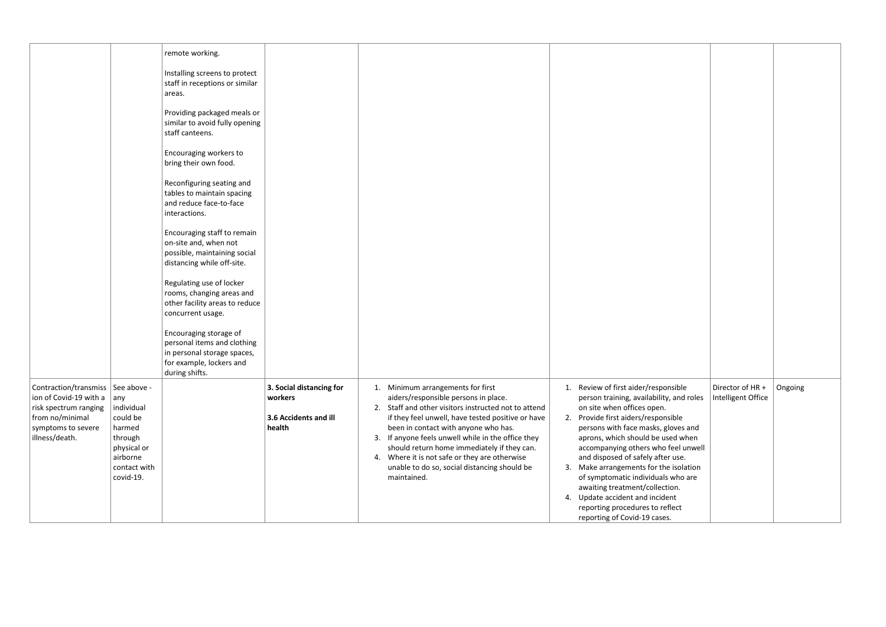| | | | | | | | |
|---|---|---|---|---|---|---|---|
| | | remote working.<br><br>Installing screens to protect staff in receptions or similar areas.<br><br>Providing packaged meals or similar to avoid fully opening staff canteens.<br><br>Encouraging workers to bring their own food.<br><br>Reconfiguring seating and tables to maintain spacing and reduce face-to-face interactions.<br><br>Encouraging staff to remain on-site and, when not possible, maintaining social distancing while off-site.<br><br>Regulating use of locker rooms, changing areas and other facility areas to reduce concurrent usage.<br><br>Encouraging storage of personal items and clothing in personal storage spaces, for example, lockers and during shifts. | | | | | |
| Contraction/transmission of Covid-19 with a risk spectrum ranging from no/minimal symptoms to severe illness/death. | See above - any individual could be harmed through physical or airborne contact with covid-19. | | **3. Social distancing for workers**<br><br>**3.6 Accidents and ill health** | 1. Minimum arrangements for first aiders/responsible persons in place.<br>2. Staff and other visitors instructed not to attend if they feel unwell, have tested positive or have been in contact with anyone who has.<br>3. If anyone feels unwell while in the office they should return home immediately if they can.<br>4. Where it is not safe or they are otherwise unable to do so, social distancing should be maintained. | 1. Review of first aider/responsible person training, availability, and roles on site when offices open.<br>2. Provide first aiders/responsible persons with face masks, gloves and aprons, which should be used when accompanying others who feel unwell and disposed of safely after use.<br>3. Make arrangements for the isolation of symptomatic individuals who are awaiting treatment/collection.<br>4. Update accident and incident reporting procedures to reflect reporting of Covid-19 cases. | Director of HR + Intelligent Office | Ongoing |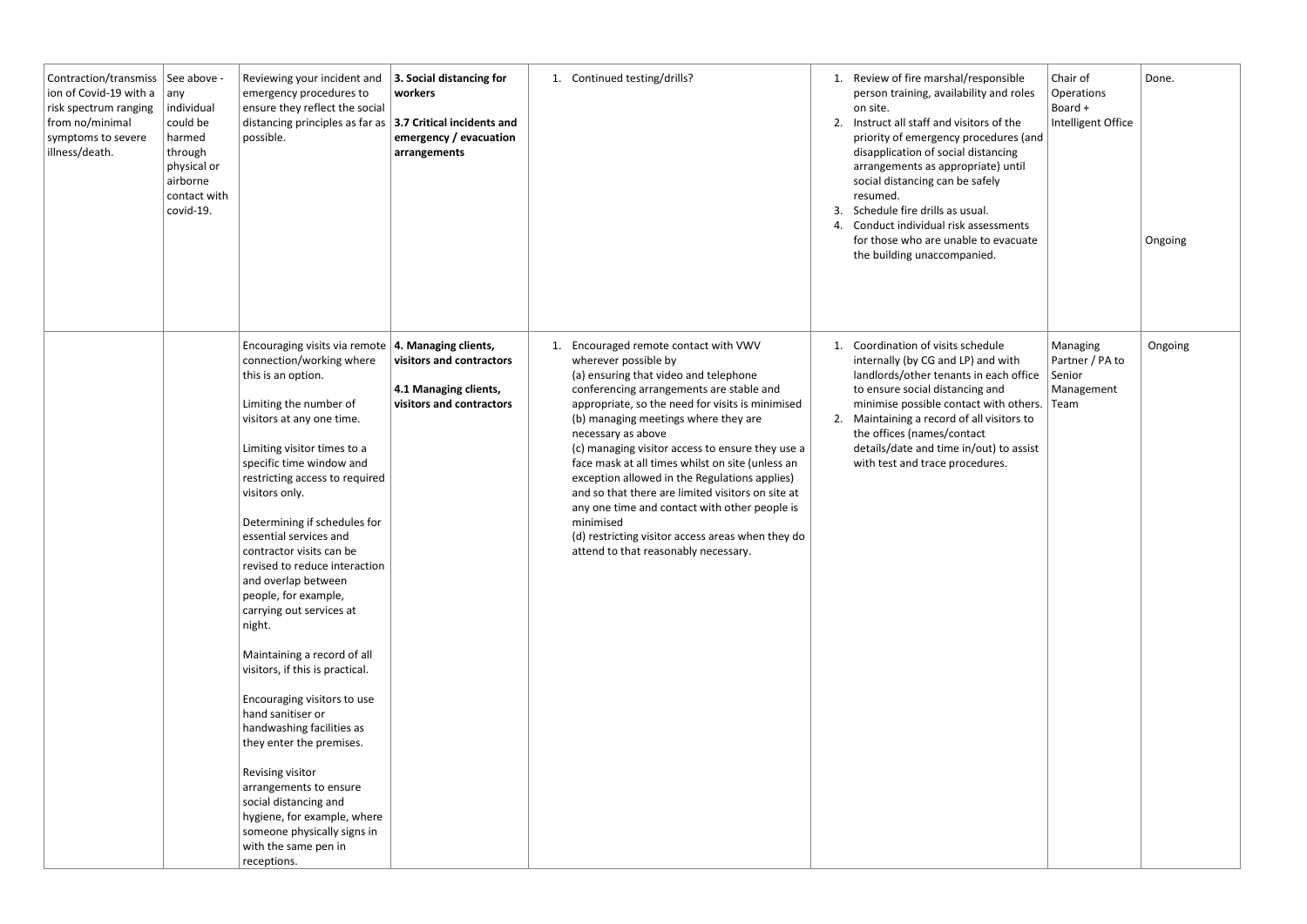| Contraction/transmission of Covid-19 with a risk spectrum ranging from no/minimal symptoms to severe illness/death. | See above - any individual could be harmed through physical or airborne contact with covid-19. | Reviewing your incident and emergency procedures to ensure they reflect the social distancing principles as far as possible. | **3. Social distancing for workers**<br><br>**3.7 Critical incidents and emergency / evacuation arrangements** | 1. Continued testing/drills? | 1. Review of fire marshal/responsible person training, availability and roles on site.<br>2. Instruct all staff and visitors of the priority of emergency procedures (and disapplication of social distancing arrangements as appropriate) until social distancing can be safely resumed.<br>3. Schedule fire drills as usual.<br>4. Conduct individual risk assessments for those who are unable to evacuate the building unaccompanied. | Chair of Operations Board + Intelligent Office | Done.<br><br>Ongoing |
|---|---|---|---|---|---|---|---|
| | | Encouraging visits via remote connection/working where this is an option.<br><br>Limiting the number of visitors at any one time.<br><br>Limiting visitor times to a specific time window and restricting access to required visitors only.<br><br>Determining if schedules for essential services and contractor visits can be revised to reduce interaction and overlap between people, for example, carrying out services at night.<br><br>Maintaining a record of all visitors, if this is practical.<br><br>Encouraging visitors to use hand sanitiser or handwashing facilities as they enter the premises.<br><br>Revising visitor arrangements to ensure social distancing and hygiene, for example, where someone physically signs in with the same pen in receptions. | **4. Managing clients, visitors and contractors**<br><br>**4.1 Managing clients, visitors and contractors** | 1. Encouraged remote contact with VWV wherever possible by<br>(a) ensuring that video and telephone conferencing arrangements are stable and appropriate, so the need for visits is minimised<br>(b) managing meetings where they are necessary as above<br>(c) managing visitor access to ensure they use a face mask at all times whilst on site (unless an exception allowed in the Regulations applies) and so that there are limited visitors on site at any one time and contact with other people is minimised<br>(d) restricting visitor access areas when they do attend to that reasonably necessary. | 1. Coordination of visits schedule internally (by CG and LP) and with landlords/other tenants in each office to ensure social distancing and minimise possible contact with others.<br>2. Maintaining a record of all visitors to the offices (names/contact details/date and time in/out) to assist with test and trace procedures. | Managing Partner / PA to Senior Management Team | Ongoing |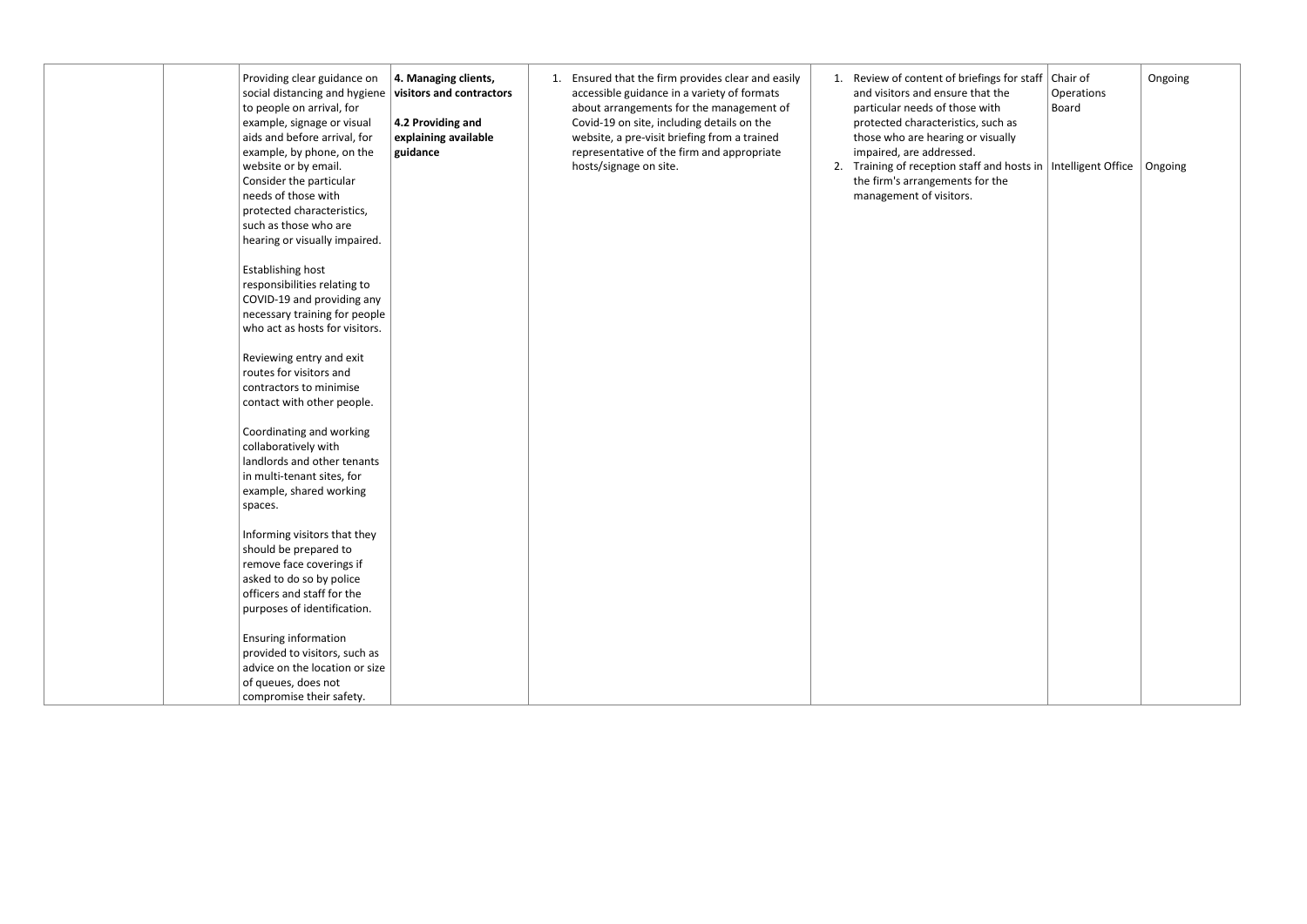|  |  | Providing clear guidance on social distancing and hygiene to people on arrival, for example, signage or visual aids and before arrival, for example, by phone, on the website or by email. Consider the particular needs of those with protected characteristics, such as those who are hearing or visually impaired.<br><br>Establishing host responsibilities relating to COVID-19 and providing any necessary training for people who act as hosts for visitors.<br><br>Reviewing entry and exit routes for visitors and contractors to minimise contact with other people.<br><br>Coordinating and working collaboratively with landlords and other tenants in multi-tenant sites, for example, shared working spaces.<br><br>Informing visitors that they should be prepared to remove face coverings if asked to do so by police officers and staff for the purposes of identification.<br><br>Ensuring information provided to visitors, such as advice on the location or size of queues, does not compromise their safety. | **4. Managing clients, visitors and contractors**<br><br>**4.2 Providing and explaining available guidance** | 1. Ensured that the firm provides clear and easily accessible guidance in a variety of formats about arrangements for the management of Covid-19 on site, including details on the website, a pre-visit briefing from a trained representative of the firm and appropriate hosts/signage on site. | 1. Review of content of briefings for staff and visitors and ensure that the particular needs of those with protected characteristics, such as those who are hearing or visually impaired, are addressed.<br>2. Training of reception staff and hosts in the firm's arrangements for the management of visitors. | Chair of Operations Board<br><br><br><br>Intelligent Office | Ongoing<br><br><br><br>Ongoing |
|---|---|---|---|---|---|---|---|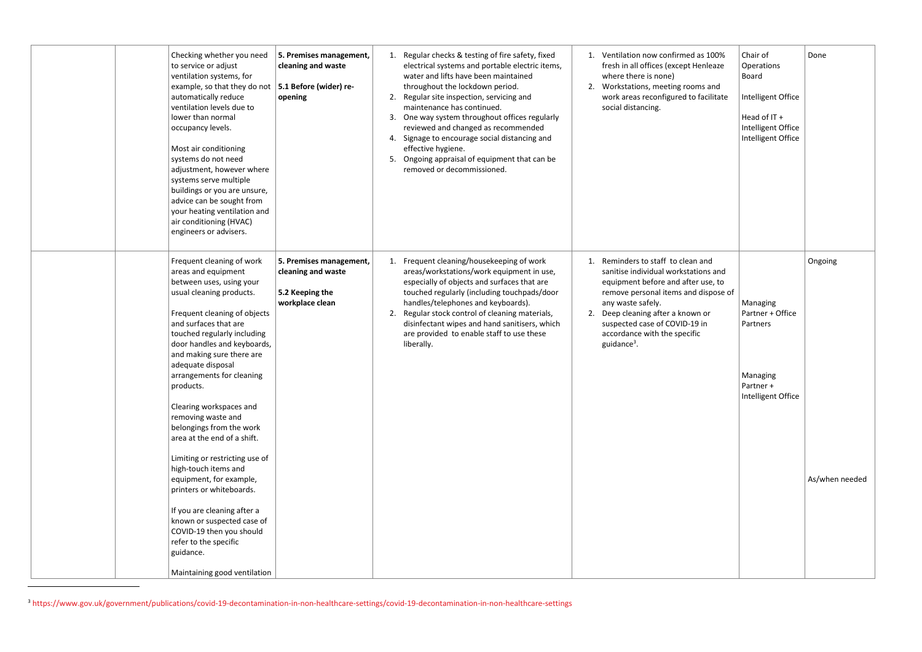|  |  | Checking whether you need to service or adjust ventilation systems, for example, so that they do not automatically reduce ventilation levels due to lower than normal occupancy levels.<br><br>Most air conditioning systems do not need adjustment, however where systems serve multiple buildings or you are unsure, advice can be sought from your heating ventilation and air conditioning (HVAC) engineers or advisers. | **5. Premises management, cleaning and waste**<br><br>**5.1 Before (wider) re-opening** | 1. Regular checks & testing of fire safety, fixed electrical systems and portable electric items, water and lifts have been maintained throughout the lockdown period.<br>2. Regular site inspection, servicing and maintenance has continued.<br>3. One way system throughout offices regularly reviewed and changed as recommended<br>4. Signage to encourage social distancing and effective hygiene.<br>5. Ongoing appraisal of equipment that can be removed or decommissioned. | 1. Ventilation now confirmed as 100% fresh in all offices (except Henleaze where there is none)<br>2. Workstations, meeting rooms and work areas reconfigured to facilitate social distancing. | Chair of Operations Board<br><br>Intelligent Office<br><br>Head of IT + Intelligent Office<br>Intelligent Office | Done |
|---|---|---|---|---|---|---|---|
|  |  | Frequent cleaning of work areas and equipment between uses, using your usual cleaning products.<br><br>Frequent cleaning of objects and surfaces that are touched regularly including door handles and keyboards, and making sure there are adequate disposal arrangements for cleaning products.<br><br>Clearing workspaces and removing waste and belongings from the work area at the end of a shift.<br><br>Limiting or restricting use of high-touch items and equipment, for example, printers or whiteboards.<br><br>If you are cleaning after a known or suspected case of COVID-19 then you should refer to the specific guidance.<br><br>Maintaining good ventilation | **5. Premises management, cleaning and waste**<br><br>**5.2 Keeping the workplace clean** | 1. Frequent cleaning/housekeeping of work areas/workstations/work equipment in use, especially of objects and surfaces that are touched regularly (including touchpads/door handles/telephones and keyboards).<br>2. Regular stock control of cleaning materials, disinfectant wipes and hand sanitisers, which are provided to enable staff to use these liberally. | 1. Reminders to staff to clean and sanitise individual workstations and equipment before and after use, to remove personal items and dispose of any waste safely.<br>2. Deep cleaning after a known or suspected case of COVID-19 in accordance with the specific guidance[3]. | Managing Partner + Office Partners<br><br>Managing Partner + Intelligent Office | Ongoing<br><br>As/when needed |

[3] https://www.gov.uk/government/publications/covid-19-decontamination-in-non-healthcare-settings/covid-19-decontamination-in-non-healthcare-settings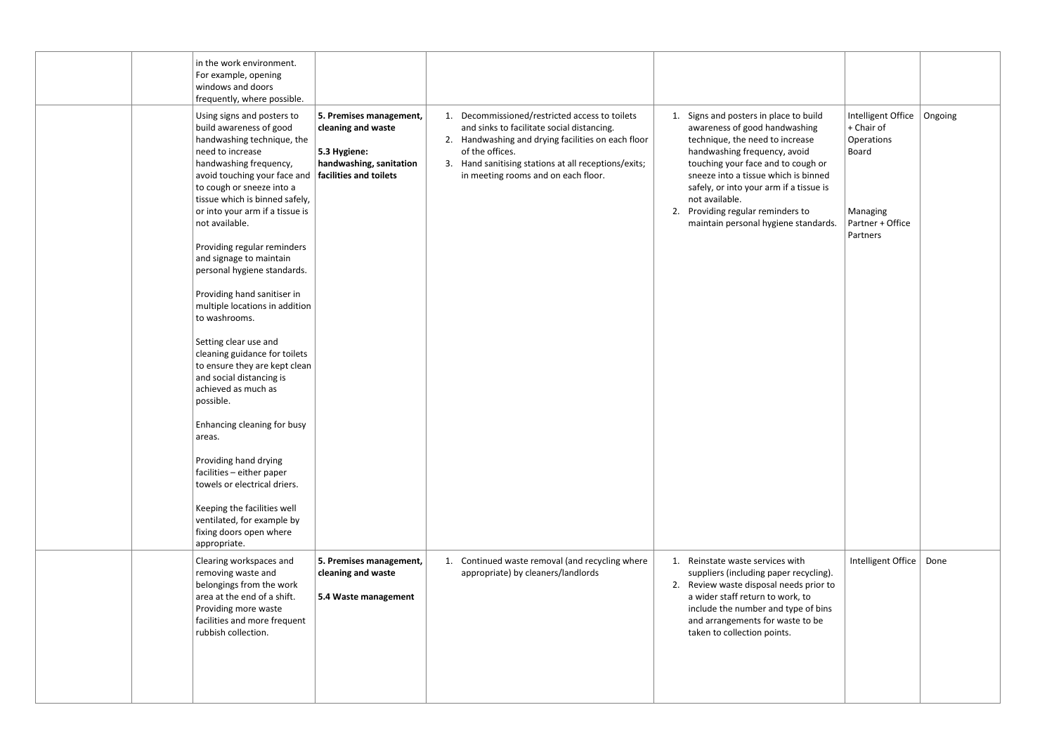|  |  |  |  |  |  |  |  |
|---|---|---|---|---|---|---|---|
|  |  | in the work environment. For example, opening windows and doors frequently, where possible. |  |  |  |  |  |
|  |  | Using signs and posters to build awareness of good handwashing technique, the need to increase handwashing frequency, avoid touching your face and to cough or sneeze into a tissue which is binned safely, or into your arm if a tissue is not available.<br><br>Providing regular reminders and signage to maintain personal hygiene standards.<br><br>Providing hand sanitiser in multiple locations in addition to washrooms.<br><br>Setting clear use and cleaning guidance for toilets to ensure they are kept clean and social distancing is achieved as much as possible.<br><br>Enhancing cleaning for busy areas.<br><br>Providing hand drying facilities – either paper towels or electrical driers.<br><br>Keeping the facilities well ventilated, for example by fixing doors open where appropriate. | **5. Premises management, cleaning and waste**<br><br>**5.3 Hygiene: handwashing, sanitation facilities and toilets** | 1. Decommissioned/restricted access to toilets and sinks to facilitate social distancing.<br>2. Handwashing and drying facilities on each floor of the offices.<br>3. Hand sanitising stations at all receptions/exits; in meeting rooms and on each floor. | 1. Signs and posters in place to build awareness of good handwashing technique, the need to increase handwashing frequency, avoid touching your face and to cough or sneeze into a tissue which is binned safely, or into your arm if a tissue is not available.<br>2. Providing regular reminders to maintain personal hygiene standards. | Intelligent Office + Chair of Operations Board<br><br>Managing Partner + Office Partners | Ongoing |
|  |  | Clearing workspaces and removing waste and belongings from the work area at the end of a shift. Providing more waste facilities and more frequent rubbish collection. | **5. Premises management, cleaning and waste**<br><br>**5.4 Waste management** | 1. Continued waste removal (and recycling where appropriate) by cleaners/landlords | 1. Reinstate waste services with suppliers (including paper recycling).<br>2. Review waste disposal needs prior to a wider staff return to work, to include the number and type of bins and arrangements for waste to be taken to collection points. | Intelligent Office | Done |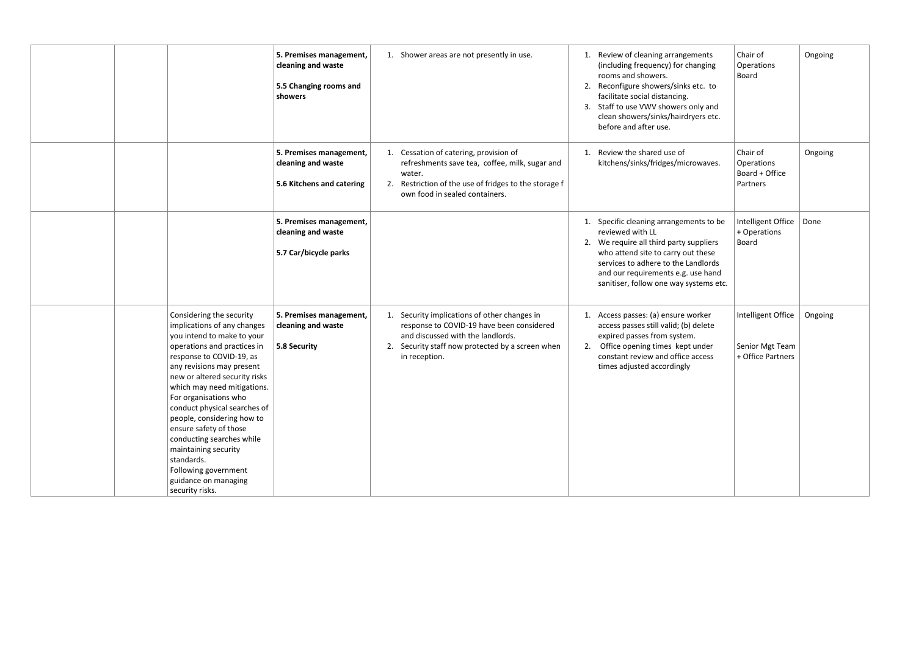| | | | | | | | |
|---|---|---|---|---|---|---|---|
| | | | **5. Premises management, cleaning and waste**<br><br>**5.5 Changing rooms and showers** | 1. Shower areas are not presently in use. | 1. Review of cleaning arrangements (including frequency) for changing rooms and showers.<br>2. Reconfigure showers/sinks etc. to facilitate social distancing.<br>3. Staff to use VWV showers only and clean showers/sinks/hairdryers etc. before and after use. | Chair of Operations Board | Ongoing |
| | | | **5. Premises management, cleaning and waste**<br><br>**5.6 Kitchens and catering** | 1. Cessation of catering, provision of refreshments save tea, coffee, milk, sugar and water.<br>2. Restriction of the use of fridges to the storage f own food in sealed containers. | 1. Review the shared use of kitchens/sinks/fridges/microwaves. | Chair of Operations Board + Office Partners | Ongoing |
| | | | **5. Premises management, cleaning and waste**<br><br>**5.7 Car/bicycle parks** | | 1. Specific cleaning arrangements to be reviewed with LL<br>2. We require all third party suppliers who attend site to carry out these services to adhere to the Landlords and our requirements e.g. use hand sanitiser, follow one way systems etc. | Intelligent Office + Operations Board | Done |
| | | Considering the security implications of any changes you intend to make to your operations and practices in response to COVID-19, as any revisions may present new or altered security risks which may need mitigations.<br>For organisations who conduct physical searches of people, considering how to ensure safety of those conducting searches while maintaining security standards.<br>Following government guidance on managing security risks. | **5. Premises management, cleaning and waste**<br><br>**5.8 Security** | 1. Security implications of other changes in response to COVID-19 have been considered and discussed with the landlords.<br>2. Security staff now protected by a screen when in reception. | 1. Access passes: (a) ensure worker access passes still valid; (b) delete expired passes from system.<br>2. Office opening times kept under constant review and office access times adjusted accordingly | Intelligent Office<br><br>Senior Mgt Team + Office Partners | Ongoing |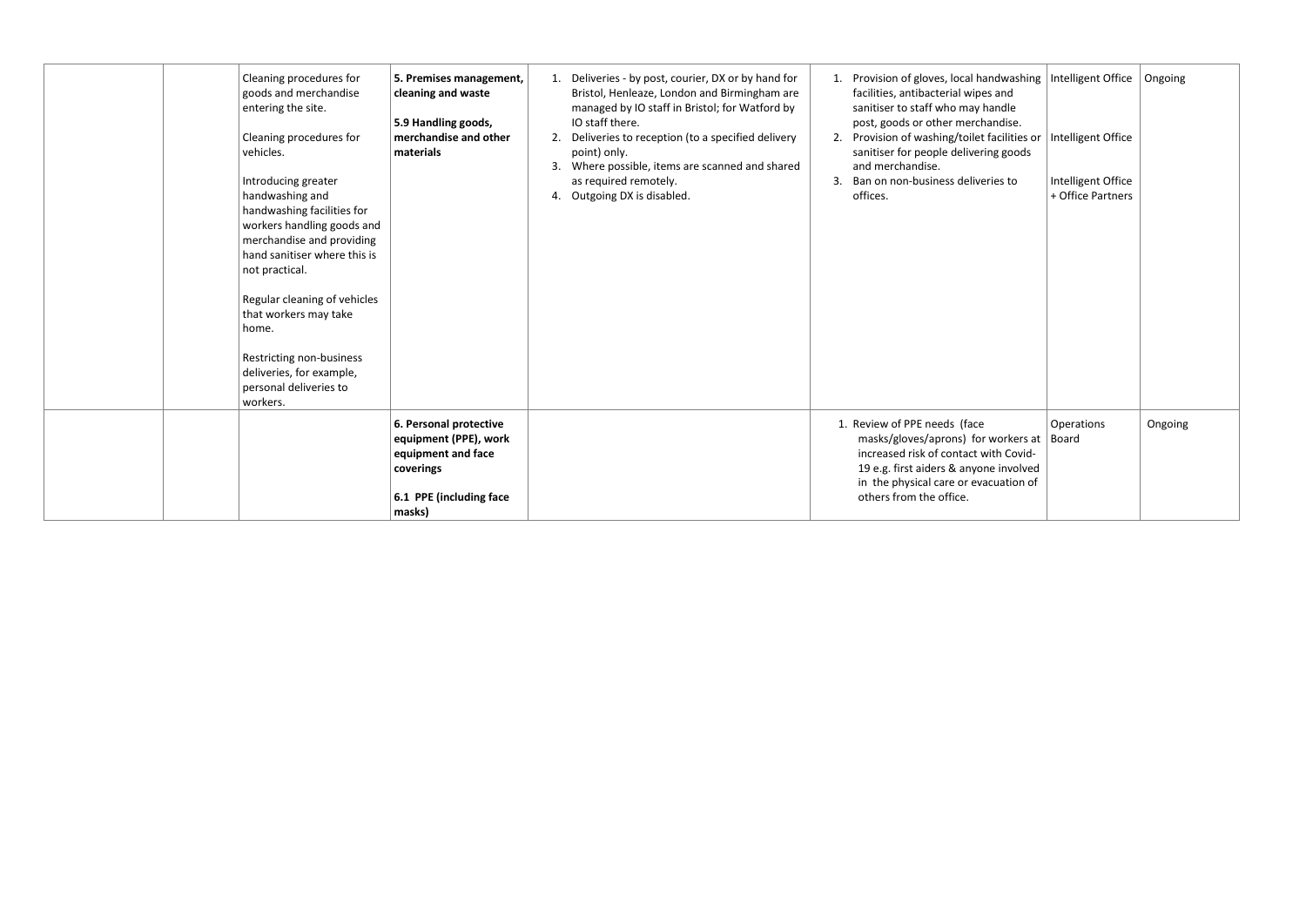| | | | | | | | |
|---|---|---|---|---|---|---|---|
| | | Cleaning procedures for goods and merchandise entering the site.<br><br>Cleaning procedures for vehicles.<br><br>Introducing greater handwashing and handwashing facilities for workers handling goods and merchandise and providing hand sanitiser where this is not practical.<br><br>Regular cleaning of vehicles that workers may take home.<br><br>Restricting non-business deliveries, for example, personal deliveries to workers. | **5. Premises management, cleaning and waste**<br><br>**5.9 Handling goods, merchandise and other materials** | 1. Deliveries - by post, courier, DX or by hand for Bristol, Henleaze, London and Birmingham are managed by IO staff in Bristol; for Watford by IO staff there.<br>2. Deliveries to reception (to a specified delivery point) only.<br>3. Where possible, items are scanned and shared as required remotely.<br>4. Outgoing DX is disabled. | 1. Provision of gloves, local handwashing facilities, antibacterial wipes and sanitiser to staff who may handle post, goods or other merchandise.<br>2. Provision of washing/toilet facilities or sanitiser for people delivering goods and merchandise.<br>3. Ban on non-business deliveries to offices. | Intelligent Office<br><br>Intelligent Office<br><br>Intelligent Office + Office Partners | Ongoing |
| | | | **6. Personal protective equipment (PPE), work equipment and face coverings**<br><br>**6.1 PPE (including face masks)** | | 1. Review of PPE needs (face masks/gloves/aprons) for workers at increased risk of contact with Covid-19 e.g. first aiders & anyone involved in the physical care or evacuation of others from the office. | Operations Board | Ongoing |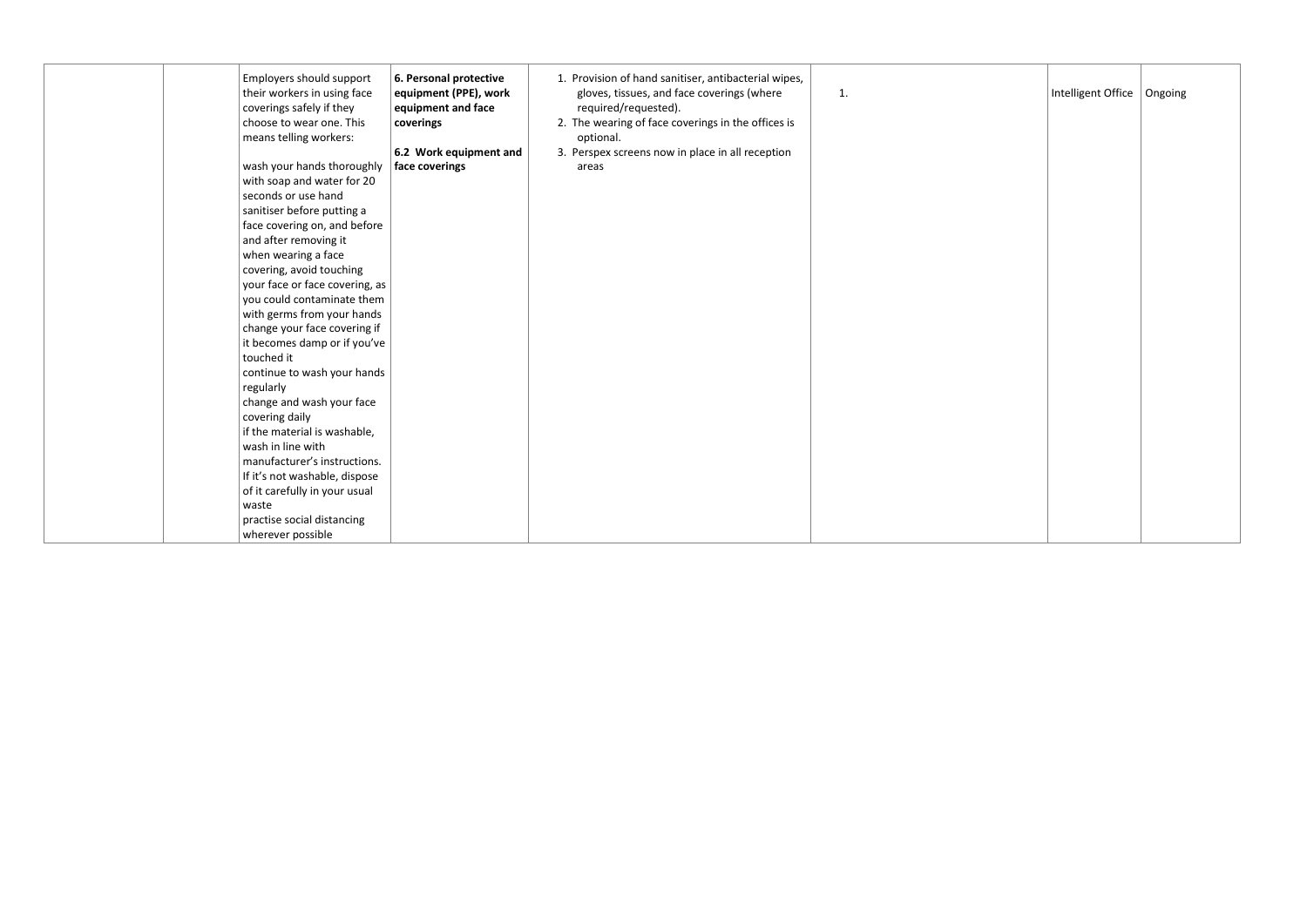| | | | | | | | |
|---|---|---|---|---|---|---|---|
| | | Employers should support their workers in using face coverings safely if they choose to wear one. This means telling workers:<br><br>wash your hands thoroughly with soap and water for 20 seconds or use hand sanitiser before putting a face covering on, and before and after removing it<br>when wearing a face covering, avoid touching your face or face covering, as you could contaminate them with germs from your hands<br>change your face covering if it becomes damp or if you've touched it<br>continue to wash your hands regularly<br>change and wash your face covering daily<br>if the material is washable, wash in line with manufacturer's instructions. If it's not washable, dispose of it carefully in your usual waste<br>practise social distancing wherever possible | **6. Personal protective equipment (PPE), work equipment and face coverings**<br><br>**6.2 Work equipment and face coverings** | 1. Provision of hand sanitiser, antibacterial wipes, gloves, tissues, and face coverings (where required/requested).<br>2. The wearing of face coverings in the offices is optional.<br>3. Perspex screens now in place in all reception areas | 1. | Intelligent Office | Ongoing |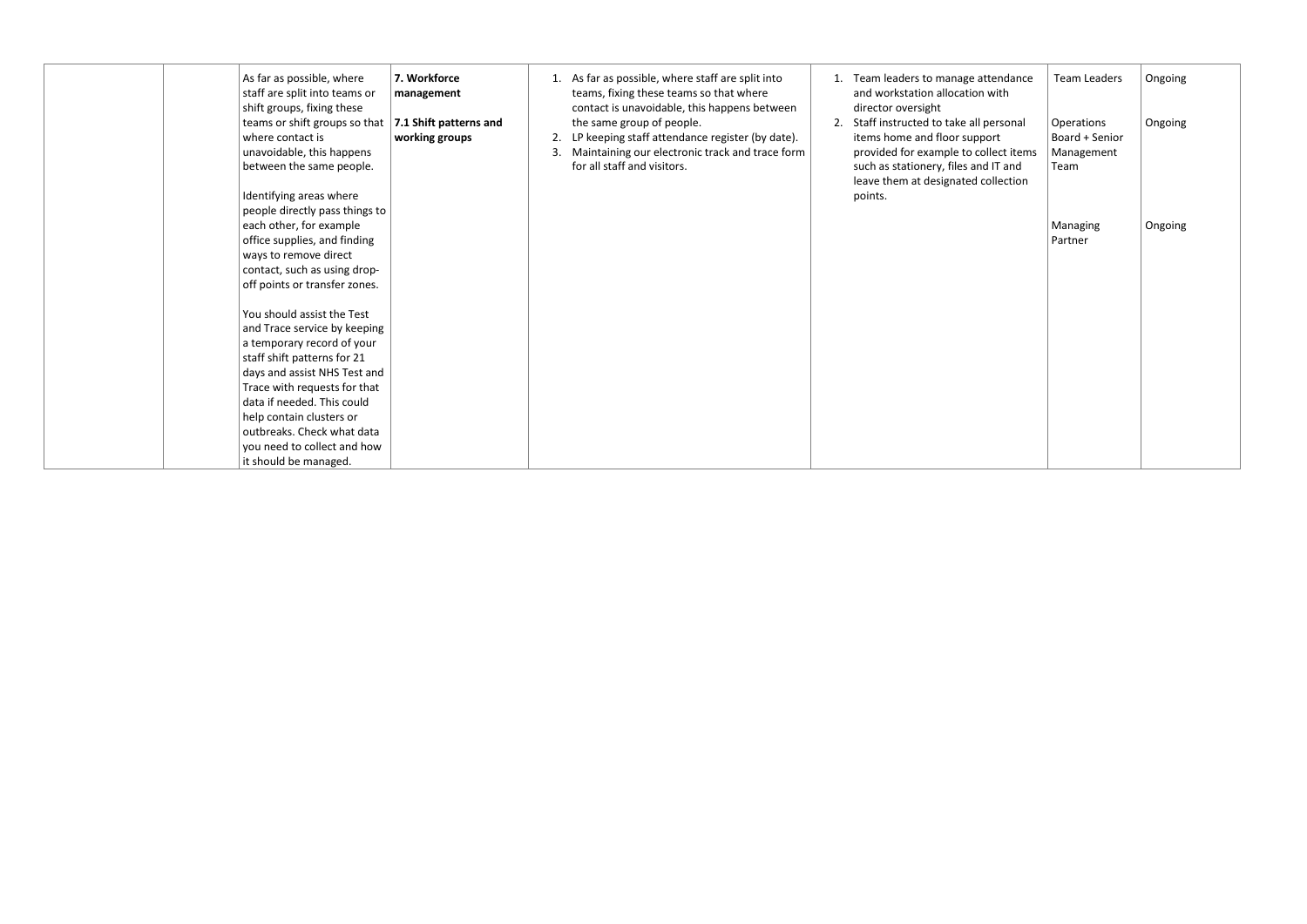|  |  | As far as possible, where staff are split into teams or shift groups, fixing these teams or shift groups so that where contact is unavoidable, this happens between the same people.<br><br>Identifying areas where people directly pass things to each other, for example office supplies, and finding ways to remove direct contact, such as using drop-off points or transfer zones.<br><br>You should assist the Test and Trace service by keeping a temporary record of your staff shift patterns for 21 days and assist NHS Test and Trace with requests for that data if needed. This could help contain clusters or outbreaks. Check what data you need to collect and how it should be managed. | **7. Workforce management**<br><br>**7.1 Shift patterns and working groups** | 1. As far as possible, where staff are split into teams, fixing these teams so that where contact is unavoidable, this happens between the same group of people.<br>2. LP keeping staff attendance register (by date).<br>3. Maintaining our electronic track and trace form for all staff and visitors. | 1. Team leaders to manage attendance and workstation allocation with director oversight<br>2. Staff instructed to take all personal items home and floor support provided for example to collect items such as stationery, files and IT and leave them at designated collection points. | Team Leaders<br><br>Operations Board + Senior Management Team<br><br>Managing Partner | Ongoing<br><br>Ongoing<br><br>Ongoing |
|---|---|---|---|---|---|---|---|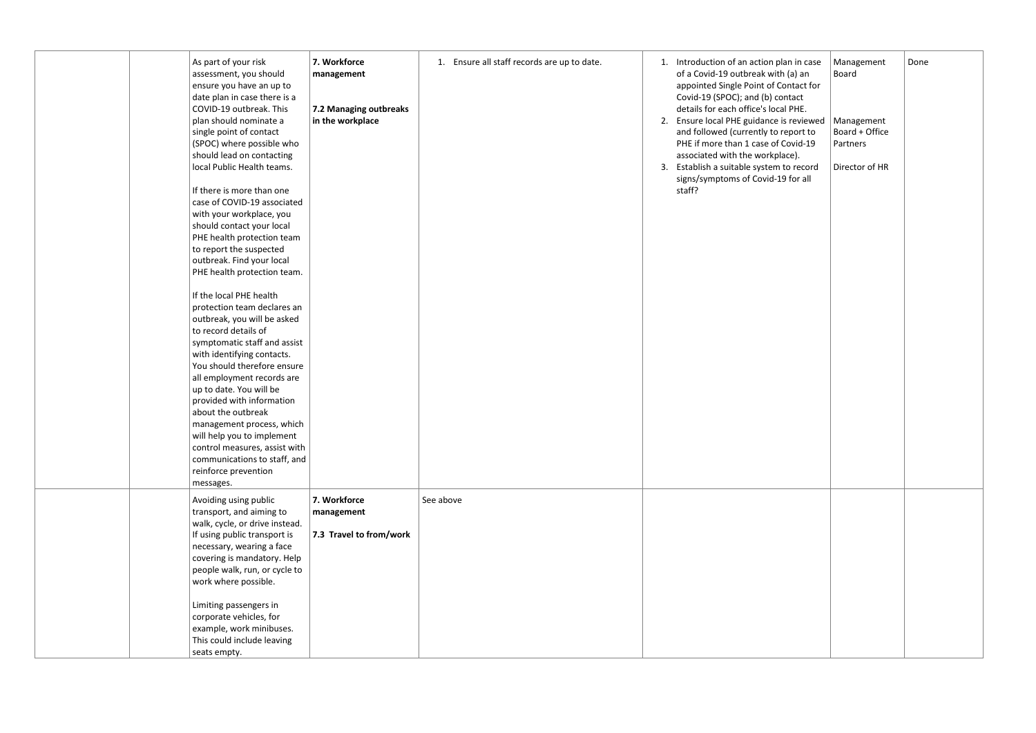| | | | | | | | |
|---|---|---|---|---|---|---|---|
| | | As part of your risk assessment, you should ensure you have an up to date plan in case there is a COVID-19 outbreak. This plan should nominate a single point of contact (SPOC) where possible who should lead on contacting local Public Health teams.<br><br>If there is more than one case of COVID-19 associated with your workplace, you should contact your local PHE health protection team to report the suspected outbreak. Find your local PHE health protection team.<br><br>If the local PHE health protection team declares an outbreak, you will be asked to record details of symptomatic staff and assist with identifying contacts. You should therefore ensure all employment records are up to date. You will be provided with information about the outbreak management process, which will help you to implement control measures, assist with communications to staff, and reinforce prevention messages. | **7. Workforce management**<br><br>**7.2 Managing outbreaks in the workplace** | 1. Ensure all staff records are up to date. | 1. Introduction of an action plan in case of a Covid-19 outbreak with (a) an appointed Single Point of Contact for Covid-19 (SPOC); and (b) contact details for each office's local PHE.<br>2. Ensure local PHE guidance is reviewed and followed (currently to report to PHE if more than 1 case of Covid-19 associated with the workplace).<br>3. Establish a suitable system to record signs/symptoms of Covid-19 for all staff? | Management Board<br><br>Management Board + Office Partners<br><br>Director of HR | Done |
| | | Avoiding using public transport, and aiming to walk, cycle, or drive instead. If using public transport is necessary, wearing a face covering is mandatory. Help people walk, run, or cycle to work where possible.<br><br>Limiting passengers in corporate vehicles, for example, work minibuses. This could include leaving seats empty. | **7. Workforce management**<br><br>**7.3 Travel to from/work** | See above | | | |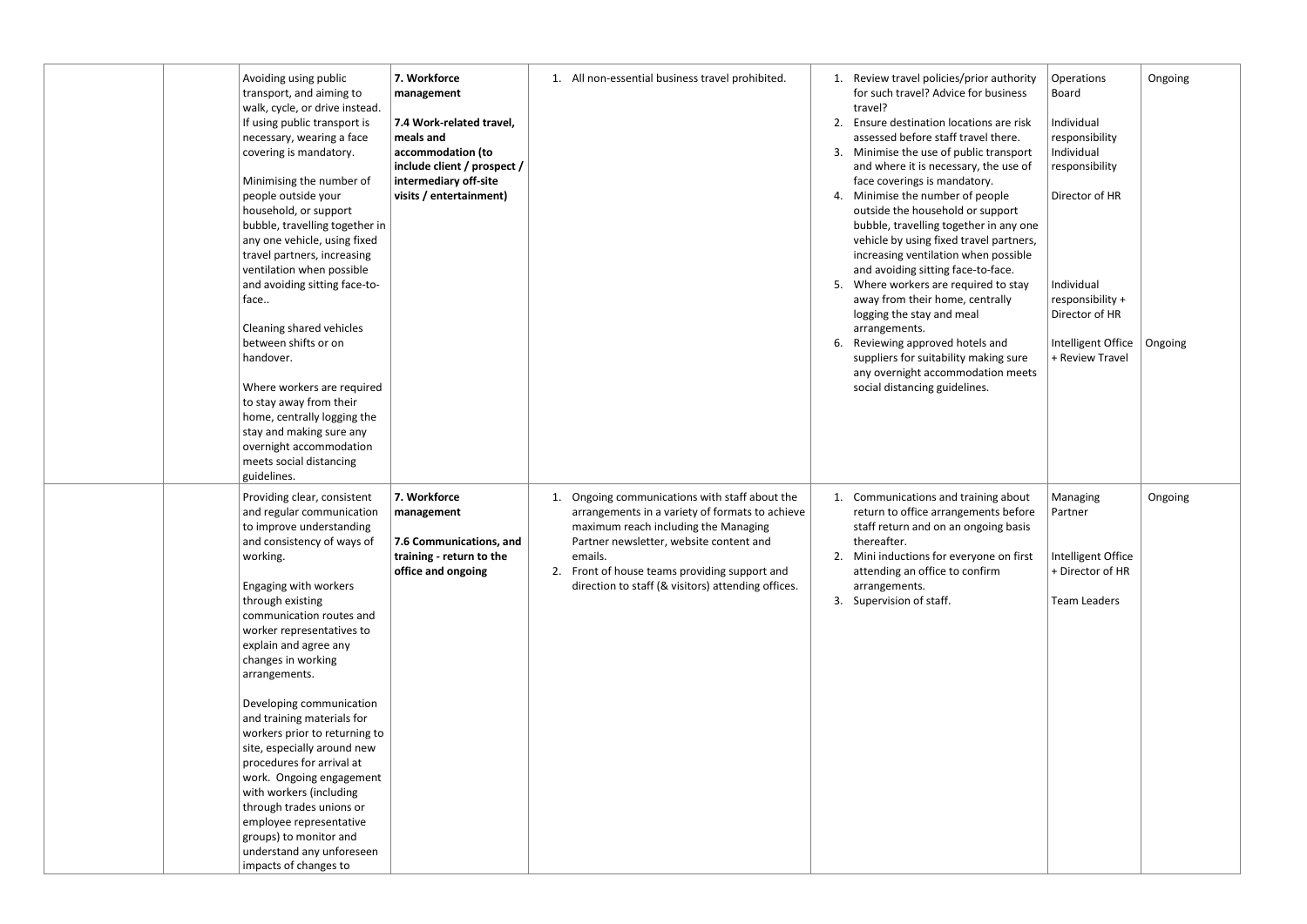|  |  |  |  |  |  |  |  |
|---|---|---|---|---|---|---|---|
|  |  | Avoiding using public transport, and aiming to walk, cycle, or drive instead. If using public transport is necessary, wearing a face covering is mandatory.<br><br>Minimising the number of people outside your household, or support bubble, travelling together in any one vehicle, using fixed travel partners, increasing ventilation when possible and avoiding sitting face-to-face..<br><br>Cleaning shared vehicles between shifts or on handover.<br><br>Where workers are required to stay away from their home, centrally logging the stay and making sure any overnight accommodation meets social distancing guidelines. | **7. Workforce management**<br><br>**7.4 Work-related travel, meals and accommodation (to include client / prospect / intermediary off-site visits / entertainment)** | 1. All non-essential business travel prohibited. | 1. Review travel policies/prior authority for such travel? Advice for business travel?<br>2. Ensure destination locations are risk assessed before staff travel there.<br>3. Minimise the use of public transport and where it is necessary, the use of face coverings is mandatory.<br>4. Minimise the number of people outside the household or support bubble, travelling together in any one vehicle by using fixed travel partners, increasing ventilation when possible and avoiding sitting face-to-face.<br>5. Where workers are required to stay away from their home, centrally logging the stay and meal arrangements.<br>6. Reviewing approved hotels and suppliers for suitability making sure any overnight accommodation meets social distancing guidelines. | Operations Board<br><br>Individual responsibility<br>Individual responsibility<br><br>Director of HR<br><br>Individual responsibility + Director of HR<br><br>Intelligent Office + Review Travel | Ongoing<br><br>Ongoing |
|  |  | Providing clear, consistent and regular communication to improve understanding and consistency of ways of working.<br><br>Engaging with workers through existing communication routes and worker representatives to explain and agree any changes in working arrangements.<br><br>Developing communication and training materials for workers prior to returning to site, especially around new procedures for arrival at work. Ongoing engagement with workers (including through trades unions or employee representative groups) to monitor and understand any unforeseen impacts of changes to | **7. Workforce management**<br><br>**7.6 Communications, and training - return to the office and ongoing** | 1. Ongoing communications with staff about the arrangements in a variety of formats to achieve maximum reach including the Managing Partner newsletter, website content and emails.<br>2. Front of house teams providing support and direction to staff (& visitors) attending offices. | 1. Communications and training about return to office arrangements before staff return and on an ongoing basis thereafter.<br>2. Mini inductions for everyone on first attending an office to confirm arrangements.<br>3. Supervision of staff. | Managing Partner<br><br>Intelligent Office + Director of HR<br><br>Team Leaders | Ongoing |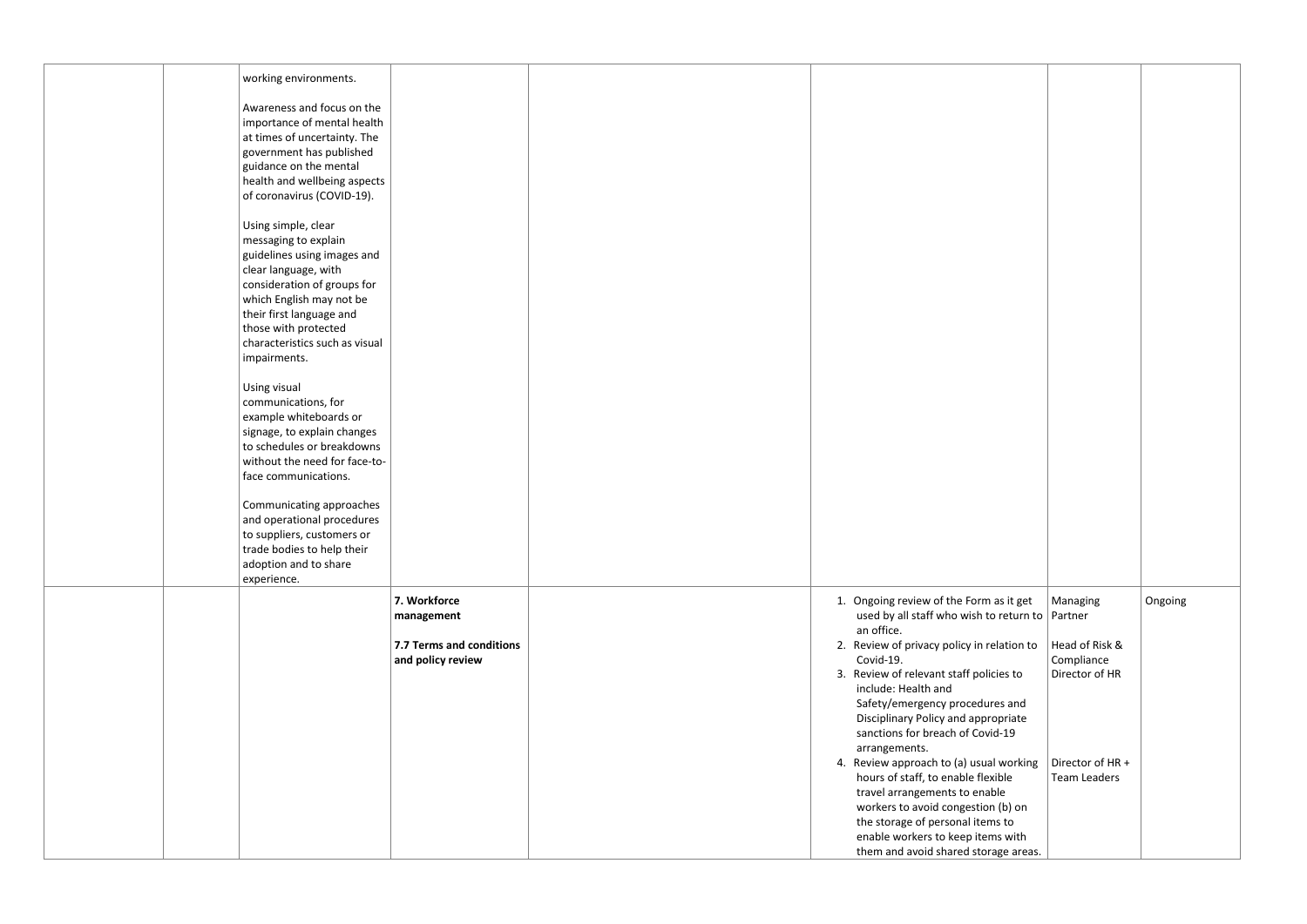| | | | | | | | |
|---|---|---|---|---|---|---|---|
| | | working environments.<br><br>Awareness and focus on the importance of mental health at times of uncertainty. The government has published guidance on the mental health and wellbeing aspects of coronavirus (COVID-19).<br><br>Using simple, clear messaging to explain guidelines using images and clear language, with consideration of groups for which English may not be their first language and those with protected characteristics such as visual impairments.<br><br>Using visual communications, for example whiteboards or signage, to explain changes to schedules or breakdowns without the need for face-to-face communications.<br><br>Communicating approaches and operational procedures to suppliers, customers or trade bodies to help their adoption and to share experience. | | | | | |
| | | | **7. Workforce management**<br><br>**7.7 Terms and conditions and policy review** | | 1. Ongoing review of the Form as it get used by all staff who wish to return to an office.<br>2. Review of privacy policy in relation to Covid-19.<br>3. Review of relevant staff policies to include: Health and Safety/emergency procedures and Disciplinary Policy and appropriate sanctions for breach of Covid-19 arrangements.<br>4. Review approach to (a) usual working hours of staff, to enable flexible travel arrangements to enable workers to avoid congestion (b) on the storage of personal items to enable workers to keep items with them and avoid shared storage areas. | Managing Partner<br><br>Head of Risk & Compliance<br>Director of HR<br><br>Director of HR + Team Leaders | Ongoing |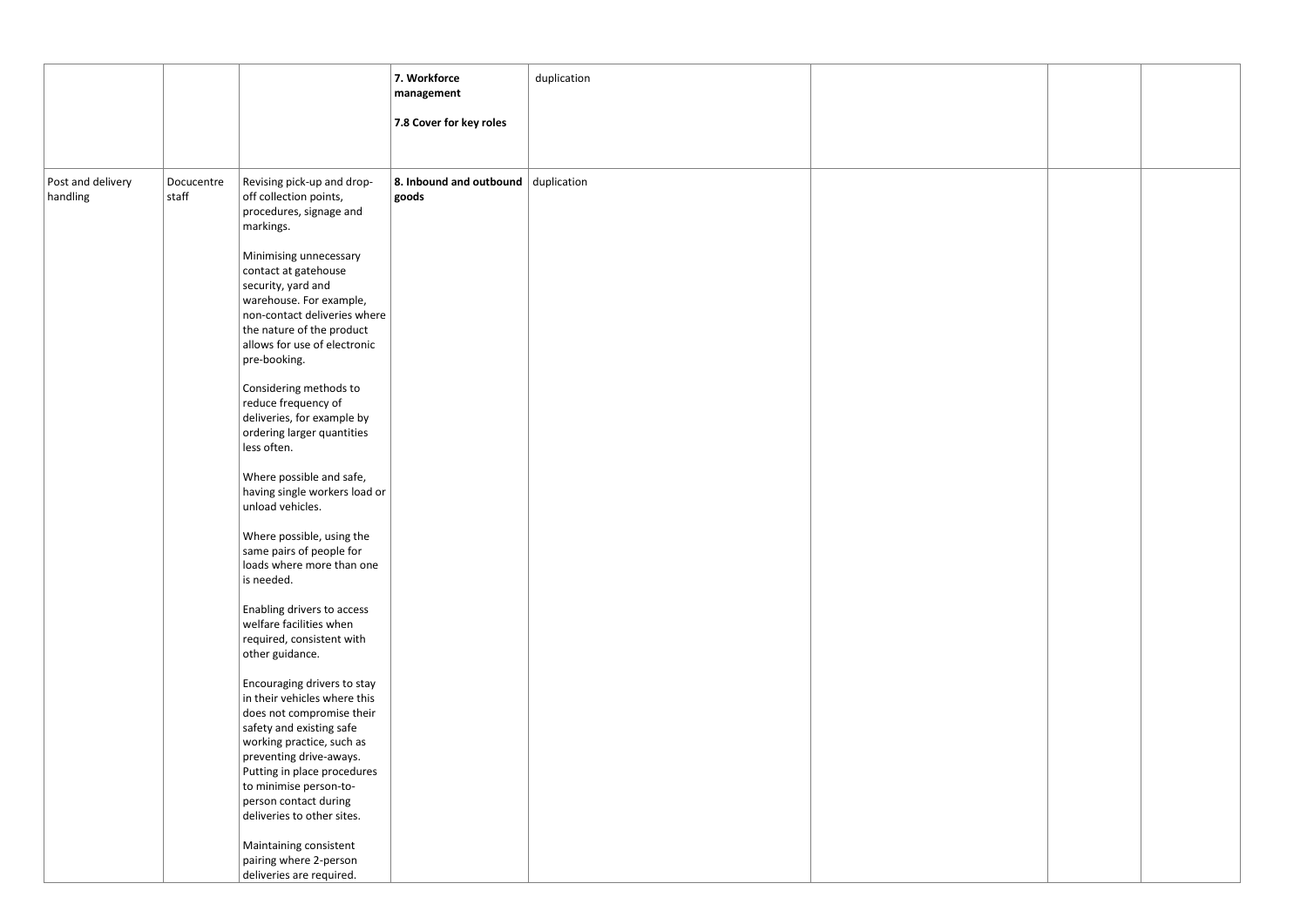| | | | | | | | |
|---|---|---|---|---|---|---|---|
| | | | **7. Workforce management**<br><br>**7.8 Cover for key roles** | duplication | | | |
| Post and delivery handling | Docucentre staff | Revising pick-up and drop-off collection points, procedures, signage and markings.<br><br>Minimising unnecessary contact at gatehouse security, yard and warehouse. For example, non-contact deliveries where the nature of the product allows for use of electronic pre-booking.<br><br>Considering methods to reduce frequency of deliveries, for example by ordering larger quantities less often.<br><br>Where possible and safe, having single workers load or unload vehicles.<br><br>Where possible, using the same pairs of people for loads where more than one is needed.<br><br>Enabling drivers to access welfare facilities when required, consistent with other guidance.<br><br>Encouraging drivers to stay in their vehicles where this does not compromise their safety and existing safe working practice, such as preventing drive-aways. Putting in place procedures to minimise person-to-person contact during deliveries to other sites.<br><br>Maintaining consistent pairing where 2-person deliveries are required. | **8. Inbound and outbound goods** | duplication | | | |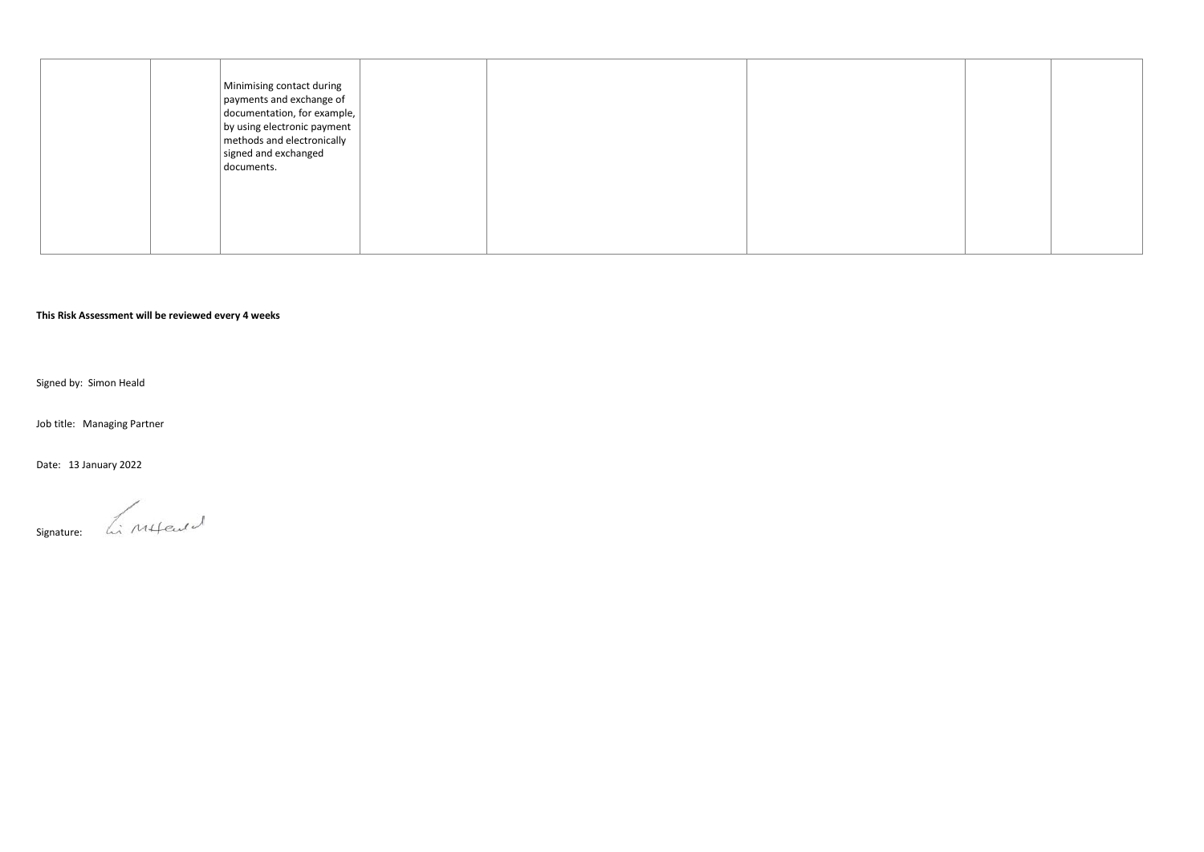| | | | | | | | |
|---|---|---|---|---|---|---|---|
| | | Minimising contact during payments and exchange of documentation, for example, by using electronic payment methods and electronically signed and exchanged documents. | | | | | |

**This Risk Assessment will be reviewed every 4 weeks**

Signed by: Simon Heald

Job title: Managing Partner

Date: 13 January 2022

Signature: